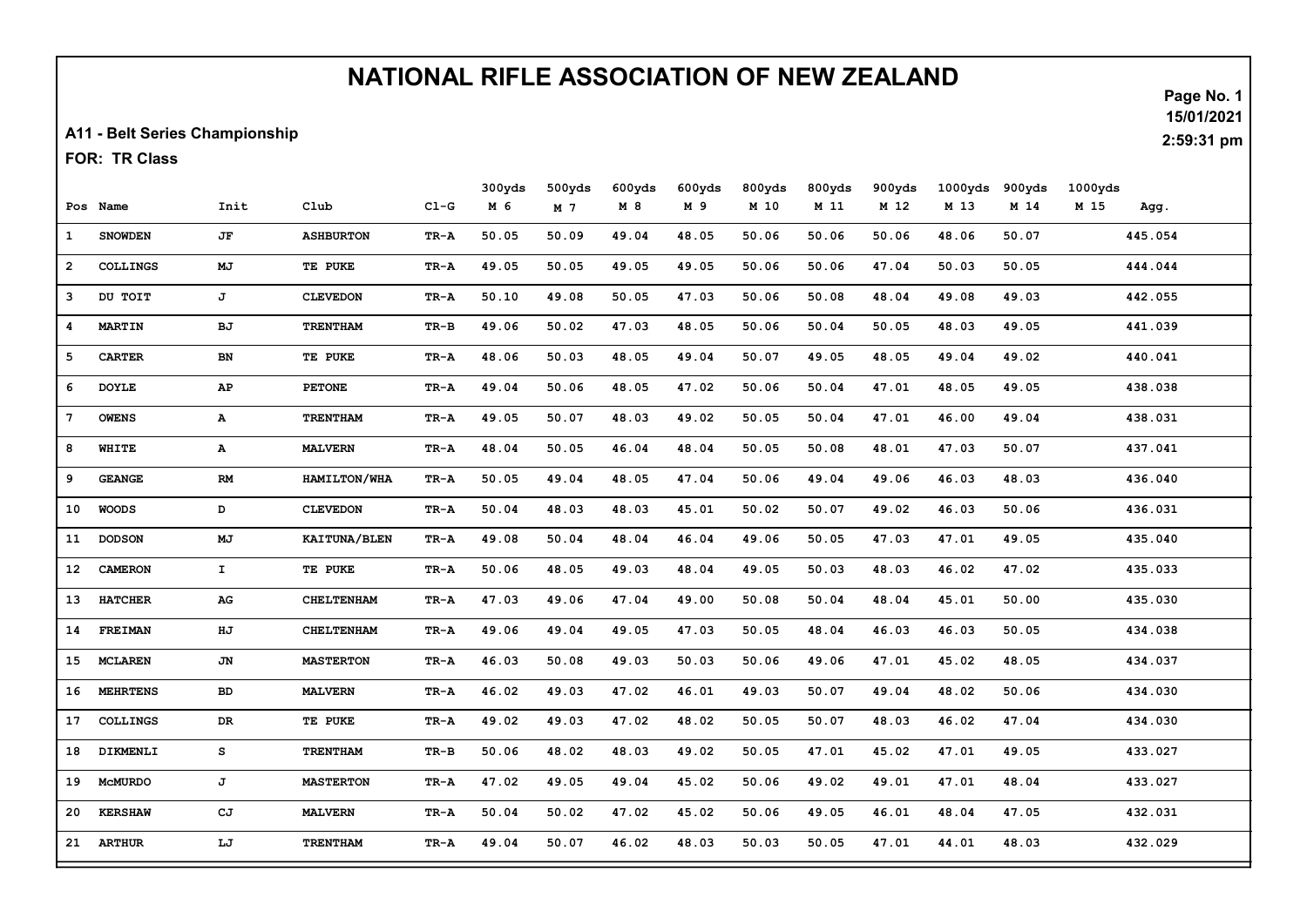# NATIONAL RIFLE ASSOCIATION OF NEW ZEALAND

15/01/2021

2:59:31 pm

**A11 - Belt Series Championship**

**FOR: TR Class**

| Pos | Name | Init | Club | Cl-G | 300yds M 6 | 500yds M 7 | 600yds M 8 | 600yds M 9 | 800yds M 10 | 800yds M 11 | 900yds M 12 | 1000yds M 13 | 900yds M 14 | 1000yds M 15 | Agg. |
|---|---|---|---|---|---|---|---|---|---|---|---|---|---|---|---|
| 1 | SNOWDEN | JF | ASHBURTON | TR-A | 50.05 | 50.09 | 49.04 | 48.05 | 50.06 | 50.06 | 50.06 | 48.06 | 50.07 | | 445.054 |
| 2 | COLLINGS | MJ | TE PUKE | TR-A | 49.05 | 50.05 | 49.05 | 49.05 | 50.06 | 50.06 | 47.04 | 50.03 | 50.05 | | 444.044 |
| 3 | DU TOIT | J | CLEVEDON | TR-A | 50.10 | 49.08 | 50.05 | 47.03 | 50.06 | 50.08 | 48.04 | 49.08 | 49.03 | | 442.055 |
| 4 | MARTIN | BJ | TRENTHAM | TR-B | 49.06 | 50.02 | 47.03 | 48.05 | 50.06 | 50.04 | 50.05 | 48.03 | 49.05 | | 441.039 |
| 5 | CARTER | BN | TE PUKE | TR-A | 48.06 | 50.03 | 48.05 | 49.04 | 50.07 | 49.05 | 48.05 | 49.04 | 49.02 | | 440.041 |
| 6 | DOYLE | AP | PETONE | TR-A | 49.04 | 50.06 | 48.05 | 47.02 | 50.06 | 50.04 | 47.01 | 48.05 | 49.05 | | 438.038 |
| 7 | OWENS | A | TRENTHAM | TR-A | 49.05 | 50.07 | 48.03 | 49.02 | 50.05 | 50.04 | 47.01 | 46.00 | 49.04 | | 438.031 |
| 8 | WHITE | A | MALVERN | TR-A | 48.04 | 50.05 | 46.04 | 48.04 | 50.05 | 50.08 | 48.01 | 47.03 | 50.07 | | 437.041 |
| 9 | GEANGE | RM | HAMILTON/WHA | TR-A | 50.05 | 49.04 | 48.05 | 47.04 | 50.06 | 49.04 | 49.06 | 46.03 | 48.03 | | 436.040 |
| 10 | WOODS | D | CLEVEDON | TR-A | 50.04 | 48.03 | 48.03 | 45.01 | 50.02 | 50.07 | 49.02 | 46.03 | 50.06 | | 436.031 |
| 11 | DODSON | MJ | KAITUNA/BLEN | TR-A | 49.08 | 50.04 | 48.04 | 46.04 | 49.06 | 50.05 | 47.03 | 47.01 | 49.05 | | 435.040 |
| 12 | CAMERON | I | TE PUKE | TR-A | 50.06 | 48.05 | 49.03 | 48.04 | 49.05 | 50.03 | 48.03 | 46.02 | 47.02 | | 435.033 |
| 13 | HATCHER | AG | CHELTENHAM | TR-A | 47.03 | 49.06 | 47.04 | 49.00 | 50.08 | 50.04 | 48.04 | 45.01 | 50.00 | | 435.030 |
| 14 | FREIMAN | HJ | CHELTENHAM | TR-A | 49.06 | 49.04 | 49.05 | 47.03 | 50.05 | 48.04 | 46.03 | 46.03 | 50.05 | | 434.038 |
| 15 | MCLAREN | JN | MASTERTON | TR-A | 46.03 | 50.08 | 49.03 | 50.03 | 50.06 | 49.06 | 47.01 | 45.02 | 48.05 | | 434.037 |
| 16 | MEHRTENS | BD | MALVERN | TR-A | 46.02 | 49.03 | 47.02 | 46.01 | 49.03 | 50.07 | 49.04 | 48.02 | 50.06 | | 434.030 |
| 17 | COLLINGS | DR | TE PUKE | TR-A | 49.02 | 49.03 | 47.02 | 48.02 | 50.05 | 50.07 | 48.03 | 46.02 | 47.04 | | 434.030 |
| 18 | DIKMENLI | S | TRENTHAM | TR-B | 50.06 | 48.02 | 48.03 | 49.02 | 50.05 | 47.01 | 45.02 | 47.01 | 49.05 | | 433.027 |
| 19 | McMURDO | J | MASTERTON | TR-A | 47.02 | 49.05 | 49.04 | 45.02 | 50.06 | 49.02 | 49.01 | 47.01 | 48.04 | | 433.027 |
| 20 | KERSHAW | CJ | MALVERN | TR-A | 50.04 | 50.02 | 47.02 | 45.02 | 50.06 | 49.05 | 46.01 | 48.04 | 47.05 | | 432.031 |
| 21 | ARTHUR | LJ | TRENTHAM | TR-A | 49.04 | 50.07 | 46.02 | 48.03 | 50.03 | 50.05 | 47.01 | 44.01 | 48.03 | | 432.029 |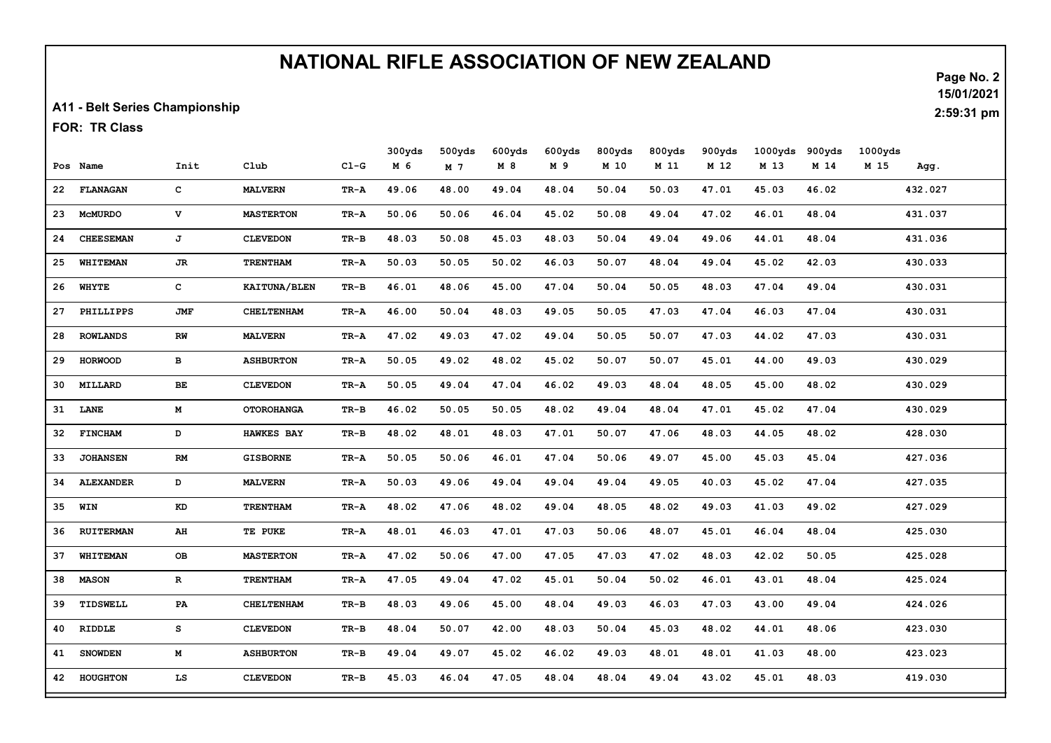# NATIONAL RIFLE ASSOCIATION OF NEW ZEALAND

**A11 - Belt Series Championship**

**FOR: TR Class**

15/01/2021
2:59:31 pm

| Pos | Name | Init | Club | Cl-G | 300yds M 6 | 500yds M 7 | 600yds M 8 | 600yds M 9 | 800yds M 10 | 800yds M 11 | 900yds M 12 | 1000yds M 13 | 900yds M 14 | 1000yds M 15 | Agg. |
|---|---|---|---|---|---|---|---|---|---|---|---|---|---|---|---|
| 22 | FLANAGAN | C | MALVERN | TR-A | 49.06 | 48.00 | 49.04 | 48.04 | 50.04 | 50.03 | 47.01 | 45.03 | 46.02 | | 432.027 |
| 23 | McMURDO | V | MASTERTON | TR-A | 50.06 | 50.06 | 46.04 | 45.02 | 50.08 | 49.04 | 47.02 | 46.01 | 48.04 | | 431.037 |
| 24 | CHEESEMAN | J | CLEVEDON | TR-B | 48.03 | 50.08 | 45.03 | 48.03 | 50.04 | 49.04 | 49.06 | 44.01 | 48.04 | | 431.036 |
| 25 | WHITEMAN | JR | TRENTHAM | TR-A | 50.03 | 50.05 | 50.02 | 46.03 | 50.07 | 48.04 | 49.04 | 45.02 | 42.03 | | 430.033 |
| 26 | WHYTE | C | KAITUNA/BLEN | TR-B | 46.01 | 48.06 | 45.00 | 47.04 | 50.04 | 50.05 | 48.03 | 47.04 | 49.04 | | 430.031 |
| 27 | PHILLIPPS | JMF | CHELTENHAM | TR-A | 46.00 | 50.04 | 48.03 | 49.05 | 50.05 | 47.03 | 47.04 | 46.03 | 47.04 | | 430.031 |
| 28 | ROWLANDS | RW | MALVERN | TR-A | 47.02 | 49.03 | 47.02 | 49.04 | 50.05 | 50.07 | 47.03 | 44.02 | 47.03 | | 430.031 |
| 29 | HORWOOD | B | ASHBURTON | TR-A | 50.05 | 49.02 | 48.02 | 45.02 | 50.07 | 50.07 | 45.01 | 44.00 | 49.03 | | 430.029 |
| 30 | MILLARD | BE | CLEVEDON | TR-A | 50.05 | 49.04 | 47.04 | 46.02 | 49.03 | 48.04 | 48.05 | 45.00 | 48.02 | | 430.029 |
| 31 | LANE | M | OTOROHANGA | TR-B | 46.02 | 50.05 | 50.05 | 48.02 | 49.04 | 48.04 | 47.01 | 45.02 | 47.04 | | 430.029 |
| 32 | FINCHAM | D | HAWKES BAY | TR-B | 48.02 | 48.01 | 48.03 | 47.01 | 50.07 | 47.06 | 48.03 | 44.05 | 48.02 | | 428.030 |
| 33 | JOHANSEN | RM | GISBORNE | TR-A | 50.05 | 50.06 | 46.01 | 47.04 | 50.06 | 49.07 | 45.00 | 45.03 | 45.04 | | 427.036 |
| 34 | ALEXANDER | D | MALVERN | TR-A | 50.03 | 49.06 | 49.04 | 49.04 | 49.04 | 49.05 | 40.03 | 45.02 | 47.04 | | 427.035 |
| 35 | WIN | KD | TRENTHAM | TR-A | 48.02 | 47.06 | 48.02 | 49.04 | 48.05 | 48.02 | 49.03 | 41.03 | 49.02 | | 427.029 |
| 36 | RUITERMAN | AH | TE PUKE | TR-A | 48.01 | 46.03 | 47.01 | 47.03 | 50.06 | 48.07 | 45.01 | 46.04 | 48.04 | | 425.030 |
| 37 | WHITEMAN | OB | MASTERTON | TR-A | 47.02 | 50.06 | 47.00 | 47.05 | 47.03 | 47.02 | 48.03 | 42.02 | 50.05 | | 425.028 |
| 38 | MASON | R | TRENTHAM | TR-A | 47.05 | 49.04 | 47.02 | 45.01 | 50.04 | 50.02 | 46.01 | 43.01 | 48.04 | | 425.024 |
| 39 | TIDSWELL | PA | CHELTENHAM | TR-B | 48.03 | 49.06 | 45.00 | 48.04 | 49.03 | 46.03 | 47.03 | 43.00 | 49.04 | | 424.026 |
| 40 | RIDDLE | S | CLEVEDON | TR-B | 48.04 | 50.07 | 42.00 | 48.03 | 50.04 | 45.03 | 48.02 | 44.01 | 48.06 | | 423.030 |
| 41 | SNOWDEN | M | ASHBURTON | TR-B | 49.04 | 49.07 | 45.02 | 46.02 | 49.03 | 48.01 | 48.01 | 41.03 | 48.00 | | 423.023 |
| 42 | HOUGHTON | LS | CLEVEDON | TR-B | 45.03 | 46.04 | 47.05 | 48.04 | 48.04 | 49.04 | 43.02 | 45.01 | 48.03 | | 419.030 |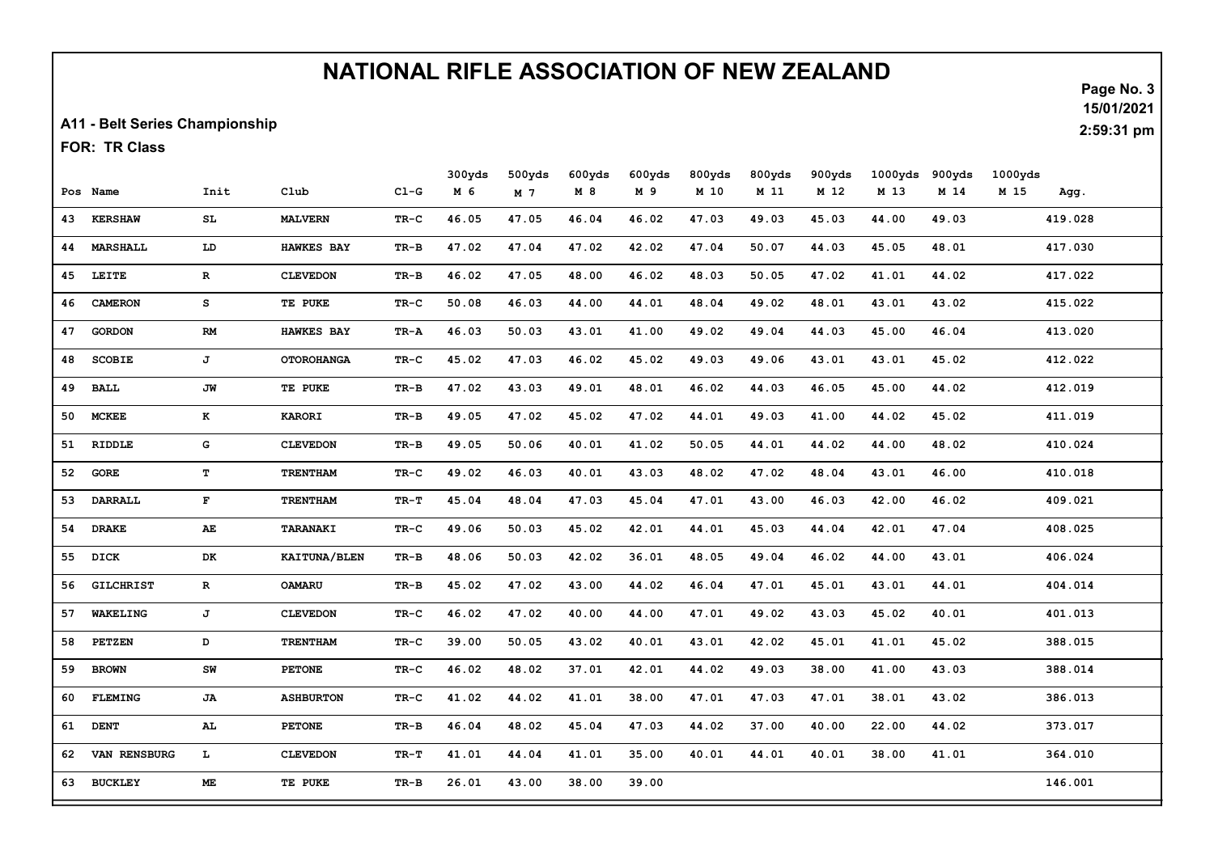# NATIONAL RIFLE ASSOCIATION OF NEW ZEALAND

**A11 - Belt Series Championship**

**FOR: TR Class**

15/01/2021
2:59:31 pm

| Pos | Name | Init | Club | Cl-G | 300yds M 6 | 500yds M 7 | 600yds M 8 | 600yds M 9 | 800yds M 10 | 800yds M 11 | 900yds M 12 | 1000yds M 13 | 900yds M 14 | 1000yds M 15 | Agg. |
|---|---|---|---|---|---|---|---|---|---|---|---|---|---|---|---|
| 43 | KERSHAW | SL | MALVERN | TR-C | 46.05 | 47.05 | 46.04 | 46.02 | 47.03 | 49.03 | 45.03 | 44.00 | 49.03 | | 419.028 |
| 44 | MARSHALL | LD | HAWKES BAY | TR-B | 47.02 | 47.04 | 47.02 | 42.02 | 47.04 | 50.07 | 44.03 | 45.05 | 48.01 | | 417.030 |
| 45 | LEITE | R | CLEVEDON | TR-B | 46.02 | 47.05 | 48.00 | 46.02 | 48.03 | 50.05 | 47.02 | 41.01 | 44.02 | | 417.022 |
| 46 | CAMERON | S | TE PUKE | TR-C | 50.08 | 46.03 | 44.00 | 44.01 | 48.04 | 49.02 | 48.01 | 43.01 | 43.02 | | 415.022 |
| 47 | GORDON | RM | HAWKES BAY | TR-A | 46.03 | 50.03 | 43.01 | 41.00 | 49.02 | 49.04 | 44.03 | 45.00 | 46.04 | | 413.020 |
| 48 | SCOBIE | J | OTOROHANGA | TR-C | 45.02 | 47.03 | 46.02 | 45.02 | 49.03 | 49.06 | 43.01 | 43.01 | 45.02 | | 412.022 |
| 49 | BALL | JW | TE PUKE | TR-B | 47.02 | 43.03 | 49.01 | 48.01 | 46.02 | 44.03 | 46.05 | 45.00 | 44.02 | | 412.019 |
| 50 | MCKEE | K | KARORI | TR-B | 49.05 | 47.02 | 45.02 | 47.02 | 44.01 | 49.03 | 41.00 | 44.02 | 45.02 | | 411.019 |
| 51 | RIDDLE | G | CLEVEDON | TR-B | 49.05 | 50.06 | 40.01 | 41.02 | 50.05 | 44.01 | 44.02 | 44.00 | 48.02 | | 410.024 |
| 52 | GORE | T | TRENTHAM | TR-C | 49.02 | 46.03 | 40.01 | 43.03 | 48.02 | 47.02 | 48.04 | 43.01 | 46.00 | | 410.018 |
| 53 | DARRALL | F | TRENTHAM | TR-T | 45.04 | 48.04 | 47.03 | 45.04 | 47.01 | 43.00 | 46.03 | 42.00 | 46.02 | | 409.021 |
| 54 | DRAKE | AE | TARANAKI | TR-C | 49.06 | 50.03 | 45.02 | 42.01 | 44.01 | 45.03 | 44.04 | 42.01 | 47.04 | | 408.025 |
| 55 | DICK | DK | KAITUNA/BLEN | TR-B | 48.06 | 50.03 | 42.02 | 36.01 | 48.05 | 49.04 | 46.02 | 44.00 | 43.01 | | 406.024 |
| 56 | GILCHRIST | R | OAMARU | TR-B | 45.02 | 47.02 | 43.00 | 44.02 | 46.04 | 47.01 | 45.01 | 43.01 | 44.01 | | 404.014 |
| 57 | WAKELING | J | CLEVEDON | TR-C | 46.02 | 47.02 | 40.00 | 44.00 | 47.01 | 49.02 | 43.03 | 45.02 | 40.01 | | 401.013 |
| 58 | PETZEN | D | TRENTHAM | TR-C | 39.00 | 50.05 | 43.02 | 40.01 | 43.01 | 42.02 | 45.01 | 41.01 | 45.02 | | 388.015 |
| 59 | BROWN | SW | PETONE | TR-C | 46.02 | 48.02 | 37.01 | 42.01 | 44.02 | 49.03 | 38.00 | 41.00 | 43.03 | | 388.014 |
| 60 | FLEMING | JA | ASHBURTON | TR-C | 41.02 | 44.02 | 41.01 | 38.00 | 47.01 | 47.03 | 47.01 | 38.01 | 43.02 | | 386.013 |
| 61 | DENT | AL | PETONE | TR-B | 46.04 | 48.02 | 45.04 | 47.03 | 44.02 | 37.00 | 40.00 | 22.00 | 44.02 | | 373.017 |
| 62 | VAN RENSBURG | L | CLEVEDON | TR-T | 41.01 | 44.04 | 41.01 | 35.00 | 40.01 | 44.01 | 40.01 | 38.00 | 41.01 | | 364.010 |
| 63 | BUCKLEY | ME | TE PUKE | TR-B | 26.01 | 43.00 | 38.00 | 39.00 | | | | | | | 146.001 |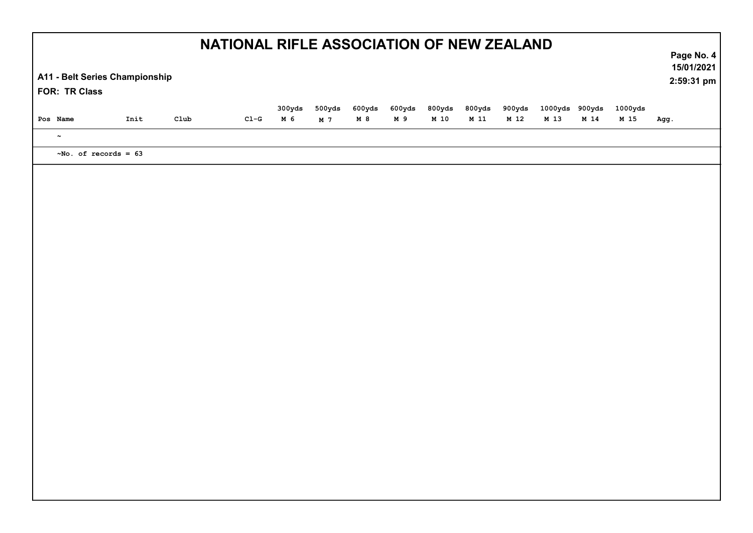# NATIONAL RIFLE ASSOCIATION OF NEW ZEALAND

15/01/2021
2:59:31 pm

**A11 - Belt Series Championship**

**FOR: TR Class**

| Pos | Name | Init | Club | Cl-G | 300yds M 6 | 500yds M 7 | 600yds M 8 | 600yds M 9 | 800yds M 10 | 800yds M 11 | 900yds M 12 | 1000yds M 13 | 900yds M 14 | 1000yds M 15 | Agg. |
|---|---|---|---|---|---|---|---|---|---|---|---|---|---|---|---|
| | ~ | | | | | | | | | | | | | | |
| | ~No. of records = 63 | | | | | | | | | | | | | | |